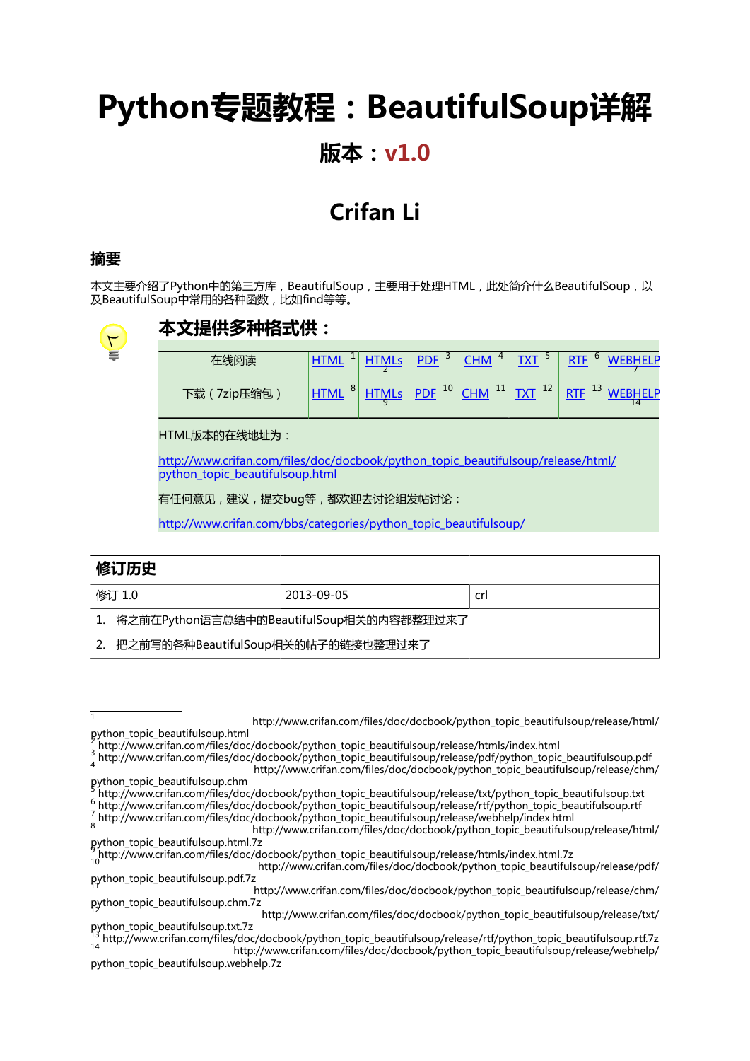# Python专题教程：BeautifulSoup详解

## 版本：v1.0

## Crifan Li

**摘要**

本文主要介绍了Python中的第三方库，BeautifulSoup，主要用于处理HTML，此处简介什么BeautifulSoup，以及BeautifulSoup中常用的各种函数，比如find等等。

### 本文提供多种格式供：

| 在线阅读 | HTML[1] | HTMLs[2] | PDF[3] | CHM[4] | TXT[5] | RTF[6] | WEBHELP[7] |
|---|---|---|---|---|---|---|---|
| 下载（7zip压缩包） | HTML[8] | HTMLs[9] | PDF[10] | CHM[11] | TXT[12] | RTF[13] | WEBHELP[14] |

HTML版本的在线地址为：

http://www.crifan.com/files/doc/docbook/python_topic_beautifulsoup/release/html/python_topic_beautifulsoup.html

有任何意见，建议，提交bug等，都欢迎去讨论组发帖讨论：

http://www.crifan.com/bbs/categories/python_topic_beautifulsoup/

**修订历史**

| 修订 1.0 | 2013-09-05 | crl |
|---|---|---|

1. 将之前在Python语言总结中的BeautifulSoup相关的内容都整理过来了
2. 把之前写的各种BeautifulSoup相关的帖子的链接也整理过来了

---

[1] http://www.crifan.com/files/doc/docbook/python_topic_beautifulsoup/release/html/python_topic_beautifulsoup.html
[2] http://www.crifan.com/files/doc/docbook/python_topic_beautifulsoup/release/htmls/index.html
[3] http://www.crifan.com/files/doc/docbook/python_topic_beautifulsoup/release/pdf/python_topic_beautifulsoup.pdf
[4] http://www.crifan.com/files/doc/docbook/python_topic_beautifulsoup/release/chm/python_topic_beautifulsoup.chm
[5] http://www.crifan.com/files/doc/docbook/python_topic_beautifulsoup/release/txt/python_topic_beautifulsoup.txt
[6] http://www.crifan.com/files/doc/docbook/python_topic_beautifulsoup/release/rtf/python_topic_beautifulsoup.rtf
[7] http://www.crifan.com/files/doc/docbook/python_topic_beautifulsoup/release/webhelp/index.html
[8] http://www.crifan.com/files/doc/docbook/python_topic_beautifulsoup/release/html/python_topic_beautifulsoup.html.7z
[9] http://www.crifan.com/files/doc/docbook/python_topic_beautifulsoup/release/htmls/index.html.7z
[10] http://www.crifan.com/files/doc/docbook/python_topic_beautifulsoup/release/pdf/python_topic_beautifulsoup.pdf.7z
[11] http://www.crifan.com/files/doc/docbook/python_topic_beautifulsoup/release/chm/python_topic_beautifulsoup.chm.7z
[12] http://www.crifan.com/files/doc/docbook/python_topic_beautifulsoup/release/txt/python_topic_beautifulsoup.txt.7z
[13] http://www.crifan.com/files/doc/docbook/python_topic_beautifulsoup/release/rtf/python_topic_beautifulsoup.rtf.7z
[14] http://www.crifan.com/files/doc/docbook/python_topic_beautifulsoup/release/webhelp/python_topic_beautifulsoup.webhelp.7z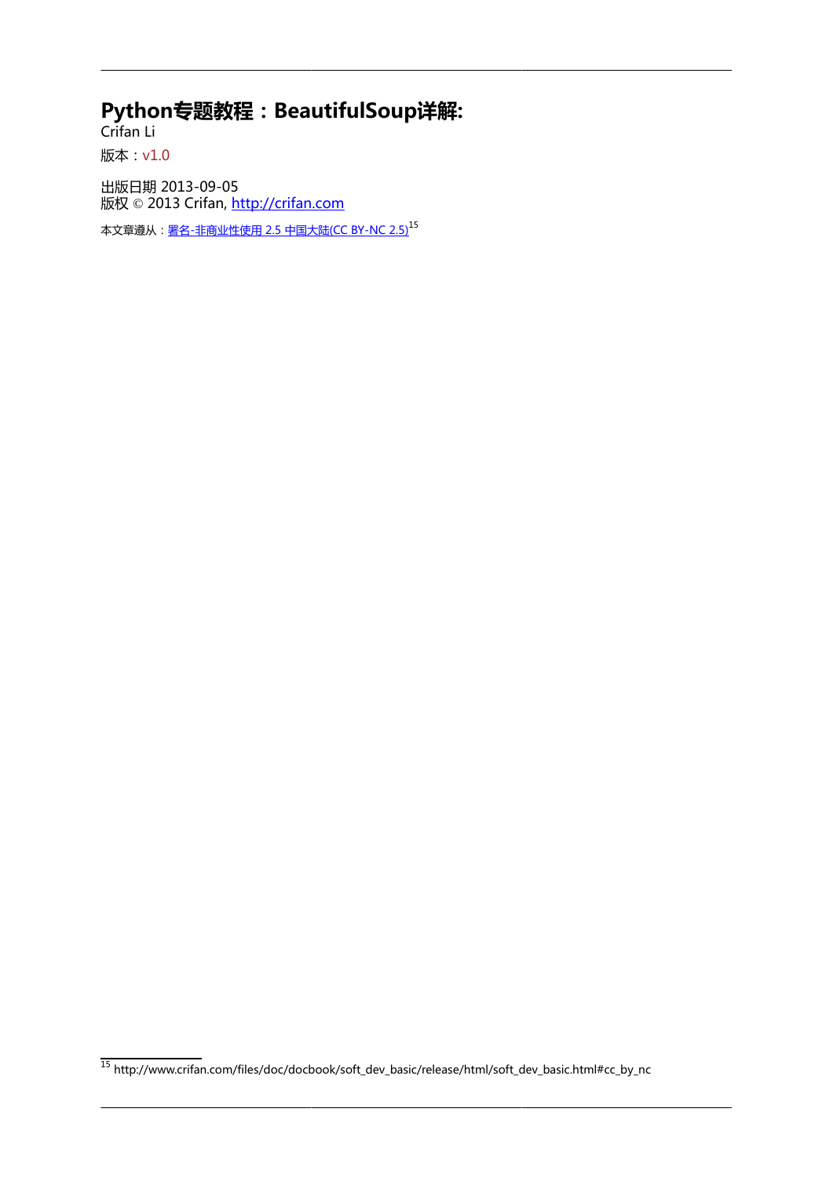# Python专题教程：BeautifulSoup详解:

Crifan Li

版本：v1.0

出版日期 2013-09-05

版权 © 2013 Crifan, http://crifan.com

本文章遵从：署名-非商业性使用 2.5 中国大陆(CC BY-NC 2.5)[15]

[15] http://www.crifan.com/files/doc/docbook/soft_dev_basic/release/html/soft_dev_basic.html#cc_by_nc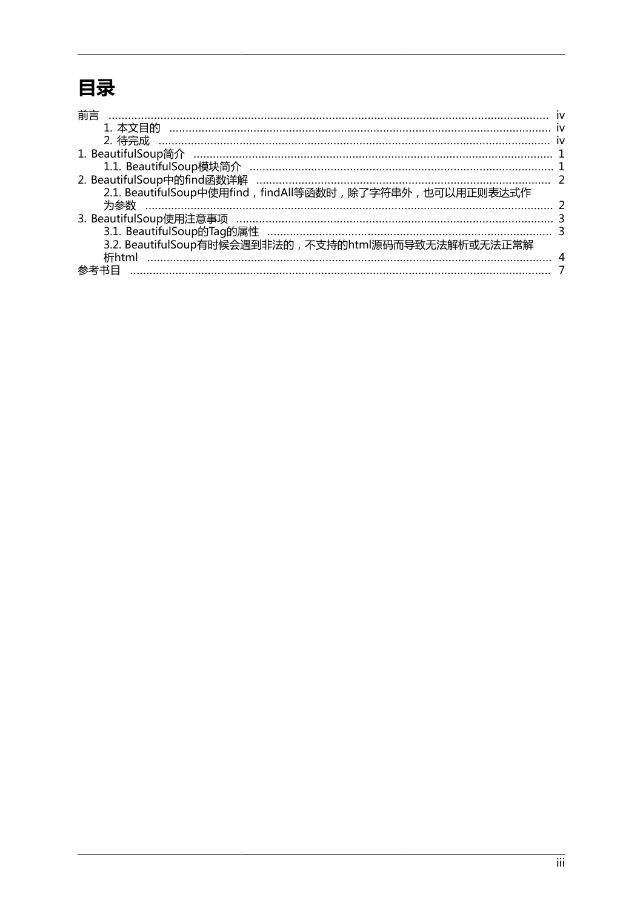# 目录

- 前言 ..... iv
  - 1. 本文目的 ..... iv
  - 2. 待完成 ..... iv
- 1. BeautifulSoup简介 ..... 1
  - 1.1. BeautifulSoup模块简介 ..... 1
- 2. BeautifulSoup中的find函数详解 ..... 2
  - 2.1. BeautifulSoup中使用find，findAll等函数时，除了字符串外，也可以用正则表达式作为参数 ..... 2
- 3. BeautifulSoup使用注意事项 ..... 3
  - 3.1. BeautifulSoup的Tag的属性 ..... 3
  - 3.2. BeautifulSoup有时候会遇到非法的，不支持的html源码而导致无法解析或无法正常解析html ..... 4
- 参考书目 ..... 7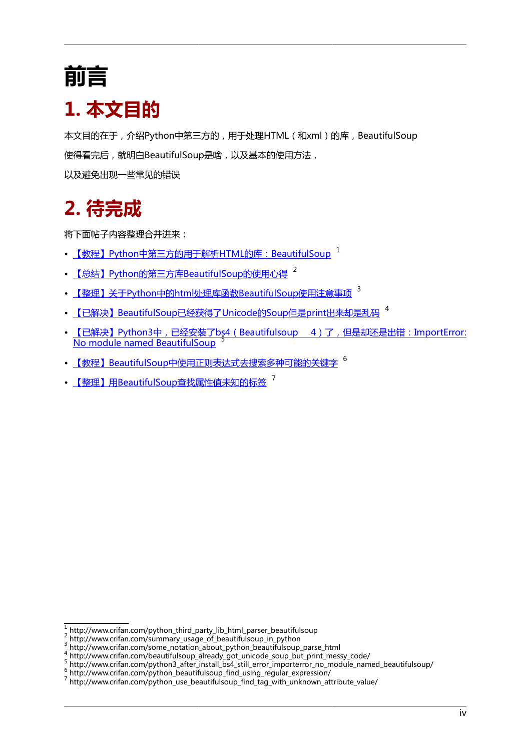# 前言

## 1. 本文目的

本文目的在于，介绍Python中第三方的，用于处理HTML（和xml）的库，BeautifulSoup

使得看完后，就明白BeautifulSoup是啥，以及基本的使用方法，

以及避免出现一些常见的错误

## 2. 待完成

将下面帖子内容整理合并进来：

- 【教程】Python中第三方的用于解析HTML的库：BeautifulSoup [1]
- 【总结】Python的第三方库BeautifulSoup的使用心得 [2]
- 【整理】关于Python中的html处理库函数BeautifulSoup使用注意事项 [3]
- 【已解决】BeautifulSoup已经获得了Unicode的Soup但是print出来却是乱码 [4]
- 【已解决】Python3中，已经安装了bs4（Beautifulsoup 4）了，但是却还是出错：ImportError: No module named BeautifulSoup [5]
- 【教程】BeautifulSoup中使用正则表达式去搜索多种可能的关键字 [6]
- 【整理】用BeautifulSoup查找属性值未知的标签 [7]

---

[1] http://www.crifan.com/python_third_party_lib_html_parser_beautifulsoup
[2] http://www.crifan.com/summary_usage_of_beautifulsoup_in_python
[3] http://www.crifan.com/some_notation_about_python_beautifulsoup_parse_html
[4] http://www.crifan.com/beautifulsoup_already_got_unicode_soup_but_print_messy_code/
[5] http://www.crifan.com/python3_after_install_bs4_still_error_importerror_no_module_named_beautifulsoup/
[6] http://www.crifan.com/python_beautifulsoup_find_using_regular_expression/
[7] http://www.crifan.com/python_use_beautifulsoup_find_tag_with_unknown_attribute_value/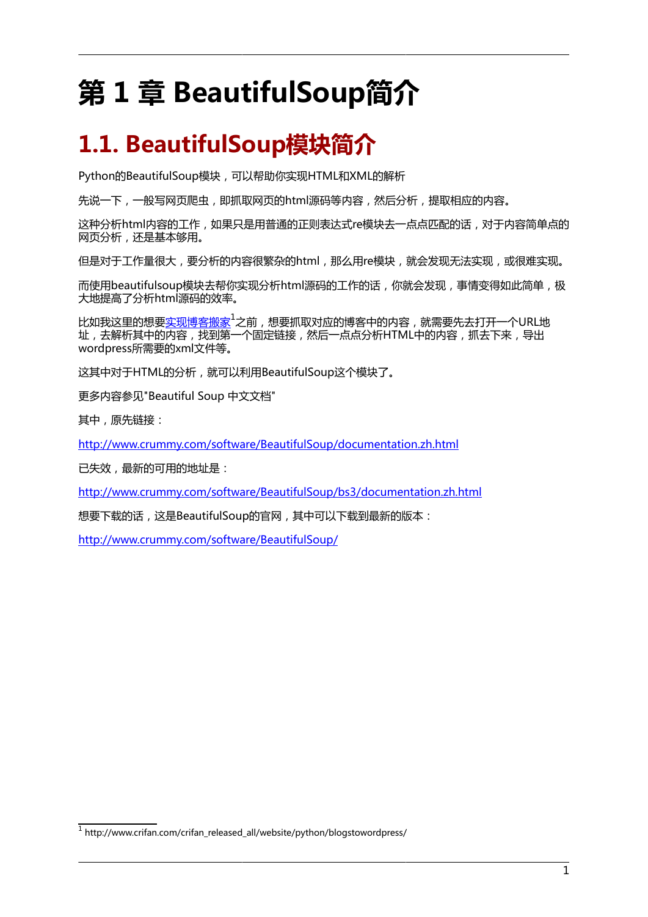# 第 1 章 BeautifulSoup简介

## 1.1. BeautifulSoup模块简介

Python的BeautifulSoup模块，可以帮助你实现HTML和XML的解析

先说一下，一般写网页爬虫，即抓取网页的html源码等内容，然后分析，提取相应的内容。

这种分析html内容的工作，如果只是用普通的正则表达式re模块去一点点匹配的话，对于内容简单点的网页分析，还是基本够用。

但是对于工作量很大，要分析的内容很繁杂的html，那么用re模块，就会发现无法实现，或很难实现。

而使用beautifulsoup模块去帮你实现分析html源码的工作的话，你就会发现，事情变得如此简单，极大地提高了分析html源码的效率。

比如我这里的想要实现博客搬家[1]之前，想要抓取对应的博客中的内容，就需要先去打开一个URL地址，去解析其中的内容，找到第一个固定链接，然后一点点分析HTML中的内容，抓去下来，导出wordpress所需要的xml文件等。

这其中对于HTML的分析，就可以利用BeautifulSoup这个模块了。

更多内容参见"Beautiful Soup 中文文档"

其中，原先链接：

http://www.crummy.com/software/BeautifulSoup/documentation.zh.html

已失效，最新的可用的地址是：

http://www.crummy.com/software/BeautifulSoup/bs3/documentation.zh.html

想要下载的话，这是BeautifulSoup的官网，其中可以下载到最新的版本：

http://www.crummy.com/software/BeautifulSoup/

---

[1] http://www.crifan.com/crifan_released_all/website/python/blogstowordpress/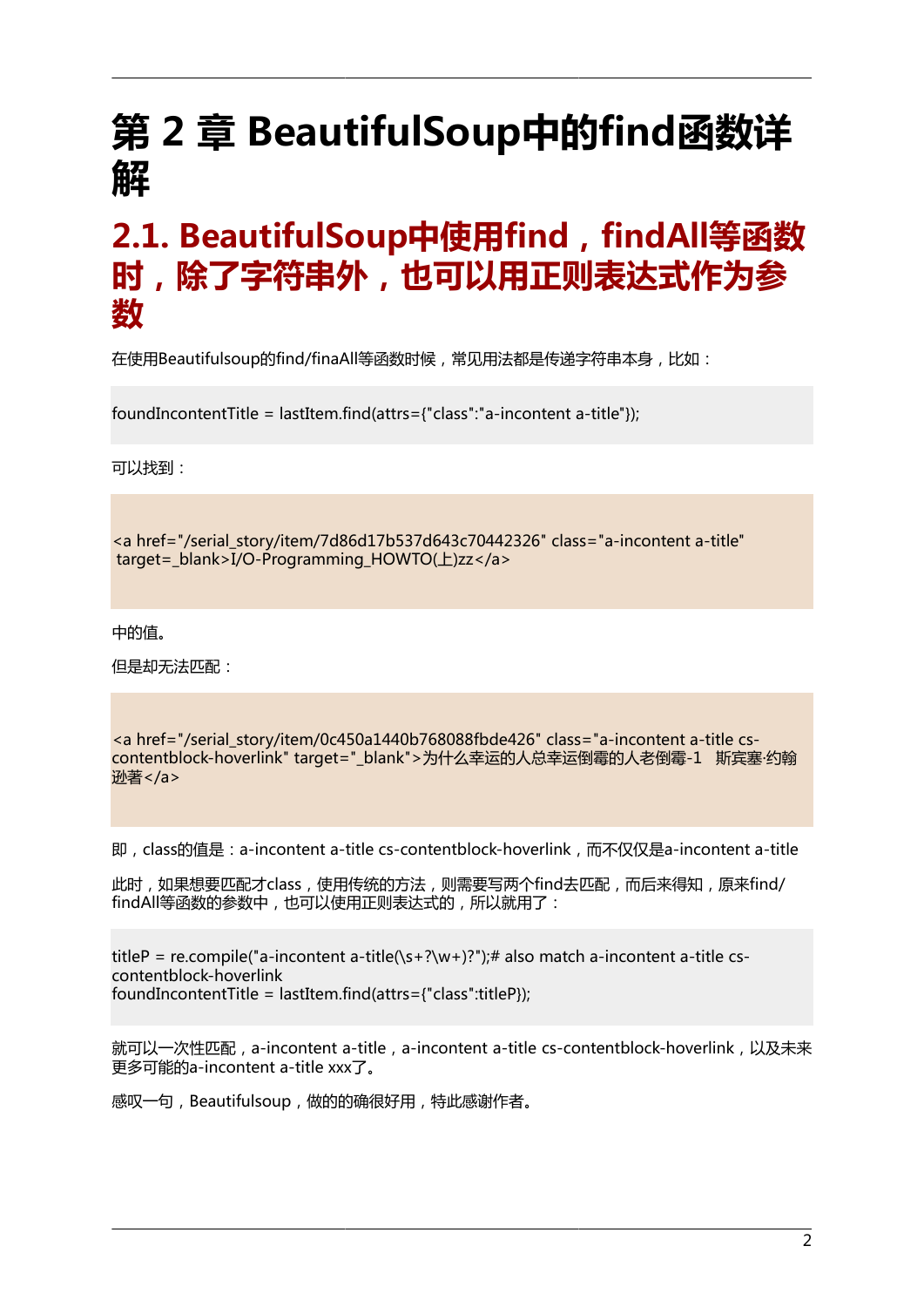# 第 2 章 BeautifulSoup中的find函数详解

## 2.1. BeautifulSoup中使用find，findAll等函数时，除了字符串外，也可以用正则表达式作为参数

在使用Beautifulsoup的find/finaAll等函数时候，常见用法都是传递字符串本身，比如：

```
foundIncontentTitle = lastItem.find(attrs={"class":"a-incontent a-title"});
```

可以找到：

```
<a href="/serial_story/item/7d86d17b537d643c70442326" class="a-incontent a-title"
 target=_blank>I/O-Programming_HOWTO(上)zz</a>
```

中的值。

但是却无法匹配：

```
<a href="/serial_story/item/0c450a1440b768088fbde426" class="a-incontent a-title cs-contentblock-hoverlink" target="_blank">为什么幸运的人总幸运倒霉的人老倒霉-1　斯宾塞·约翰逊著</a>
```

即，class的值是：a-incontent a-title cs-contentblock-hoverlink，而不仅仅是a-incontent a-title

此时，如果想要匹配才class，使用传统的方法，则需要写两个find去匹配，而后来得知，原来find/findAll等函数的参数中，也可以使用正则表达式的，所以就用了：

```
titleP = re.compile("a-incontent a-title(\s+?\w+)?");# also match a-incontent a-title cs-contentblock-hoverlink
foundIncontentTitle = lastItem.find(attrs={"class":titleP});
```

就可以一次性匹配，a-incontent a-title，a-incontent a-title cs-contentblock-hoverlink，以及未来更多可能的a-incontent a-title xxx了。

感叹一句，Beautifulsoup，做的的确很好用，特此感谢作者。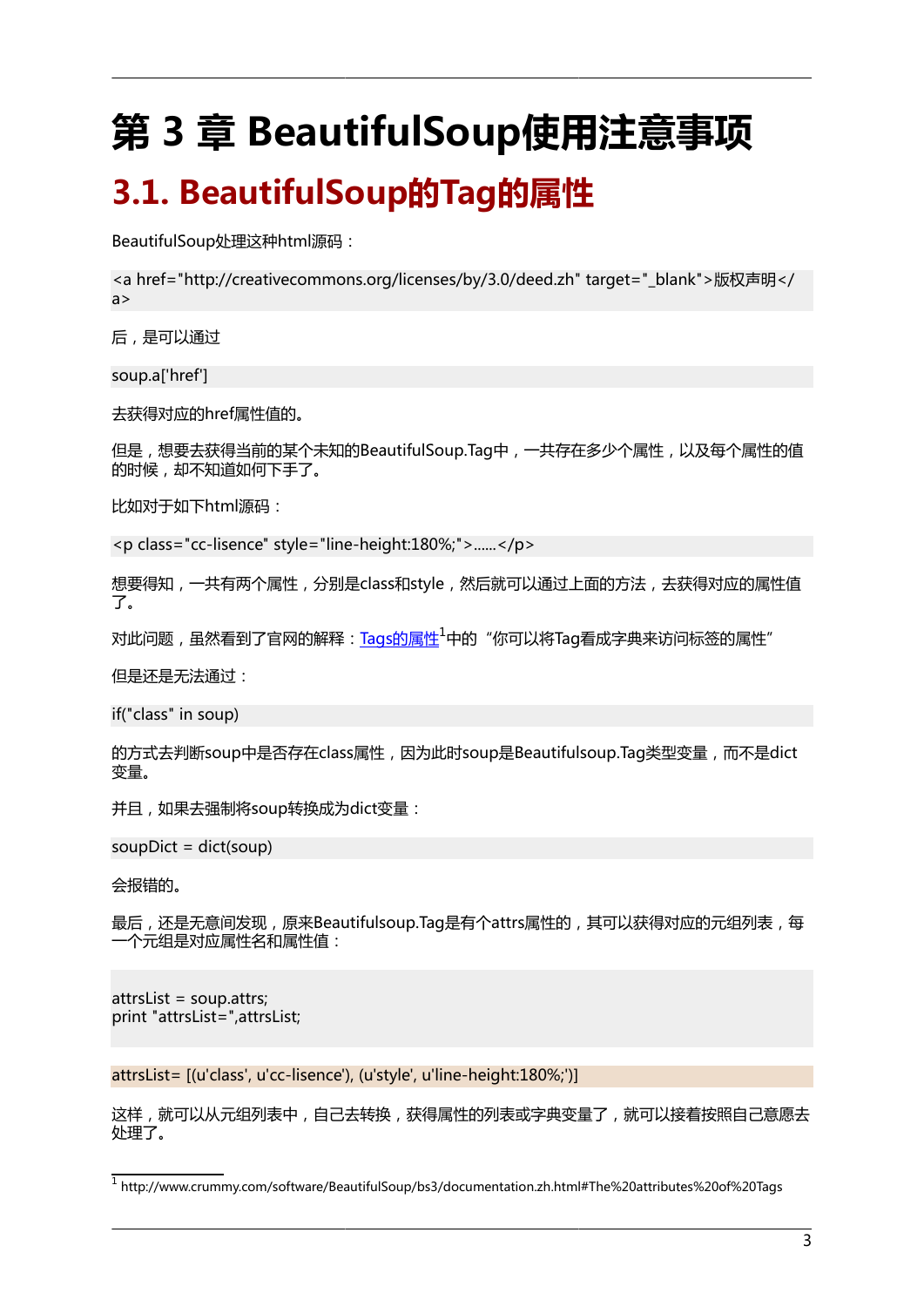# 第 3 章 BeautifulSoup使用注意事项

## 3.1. BeautifulSoup的Tag的属性

BeautifulSoup处理这种html源码：

```
<a href="http://creativecommons.org/licenses/by/3.0/deed.zh" target="_blank">版权声明</a>
```

后，是可以通过

```
soup.a['href']
```

去获得对应的href属性值的。

但是，想要去获得当前的某个未知的BeautifulSoup.Tag中，一共存在多少个属性，以及每个属性的值的时候，却不知道如何下手了。

比如对于如下html源码：

```
<p class="cc-lisence" style="line-height:180%;">......</p>
```

想要得知，一共有两个属性，分别是class和style，然后就可以通过上面的方法，去获得对应的属性值了。

对此问题，虽然看到了官网的解释：[Tags的属性](http://www.crummy.com/software/BeautifulSoup/bs3/documentation.zh.html#The%20attributes%20of%20Tags)[1]中的"你可以将Tag看成字典来访问标签的属性"

但是还是无法通过：

```
if("class" in soup)
```

的方式去判断soup中是否存在class属性，因为此时soup是Beautifulsoup.Tag类型变量，而不是dict变量。

并且，如果去强制将soup转换成为dict变量：

```
soupDict = dict(soup)
```

会报错的。

最后，还是无意间发现，原来Beautifulsoup.Tag是有个attrs属性的，其可以获得对应的元组列表，每一个元组是对应属性名和属性值：

```
attrsList = soup.attrs;
print "attrsList=",attrsList;
```

```
attrsList= [(u'class', u'cc-lisence'), (u'style', u'line-height:180%;')]
```

这样，就可以从元组列表中，自己去转换，获得属性的列表或字典变量了，就可以接着按照自己意愿去处理了。

[1] http://www.crummy.com/software/BeautifulSoup/bs3/documentation.zh.html#The%20attributes%20of%20Tags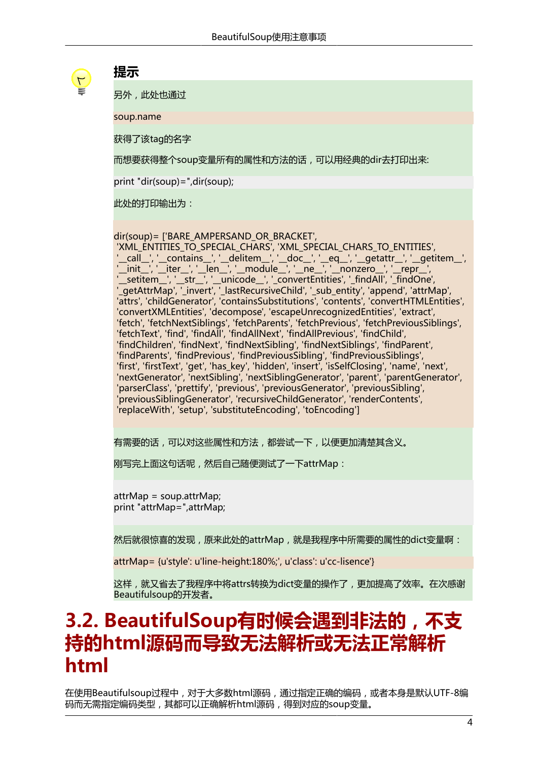### 提示

另外，此处也通过

```
soup.name
```

获得了该tag的名字

而想要获得整个soup变量所有的属性和方法的话，可以用经典的dir去打印出来:

```
print "dir(soup)=",dir(soup);
```

此处的打印输出为：

```
dir(soup)= ['BARE_AMPERSAND_OR_BRACKET',
 'XML_ENTITIES_TO_SPECIAL_CHARS', 'XML_SPECIAL_CHARS_TO_ENTITIES',
 '__call__', '__contains__', '__delitem__', '__doc__', '__eq__', '__getattr__', '__getitem__',
 '__init__', '__iter__', '__len__', '__module__', '__ne__', '__nonzero__', '__repr__',
 '__setitem__', '__str__', '__unicode__', '_convertEntities', '_findAll', '_findOne',
 '_getAttrMap', '_invert', '_lastRecursiveChild', '_sub_entity', 'append', 'attrMap',
 'attrs', 'childGenerator', 'containsSubstitutions', 'contents', 'convertHTMLEntities',
 'convertXMLEntities', 'decompose', 'escapeUnrecognizedEntities', 'extract',
 'fetch', 'fetchNextSiblings', 'fetchParents', 'fetchPrevious', 'fetchPreviousSiblings',
 'fetchText', 'find', 'findAll', 'findAllNext', 'findAllPrevious', 'findChild',
 'findChildren', 'findNext', 'findNextSibling', 'findNextSiblings', 'findParent',
 'findParents', 'findPrevious', 'findPreviousSibling', 'findPreviousSiblings',
 'first', 'firstText', 'get', 'has_key', 'hidden', 'insert', 'isSelfClosing', 'name', 'next',
 'nextGenerator', 'nextSibling', 'nextSiblingGenerator', 'parent', 'parentGenerator',
 'parserClass', 'prettify', 'previous', 'previousGenerator', 'previousSibling',
 'previousSiblingGenerator', 'recursiveChildGenerator', 'renderContents',
 'replaceWith', 'setup', 'substituteEncoding', 'toEncoding']
```

有需要的话，可以对这些属性和方法，都尝试一下，以便更加清楚其含义。

刚写完上面这句话呢，然后自己随便测试了一下attrMap：

```
attrMap = soup.attrMap;
print "attrMap=",attrMap;
```

然后就很惊喜的发现，原来此处的attrMap，就是我程序中所需要的属性的dict变量啊：

```
attrMap= {u'style': u'line-height:180%;', u'class': u'cc-lisence'}
```

这样，就又省去了我程序中将attrs转换为dict变量的操作了，更加提高了效率。在次感谢Beautifulsoup的开发者。

## 3.2. BeautifulSoup有时候会遇到非法的，不支持的html源码而导致无法解析或无法正常解析html

在使用Beautifulsoup过程中，对于大多数html源码，通过指定正确的编码，或者本身是默认UTF-8编码而无需指定编码类型，其都可以正确解析html源码，得到对应的soup变量。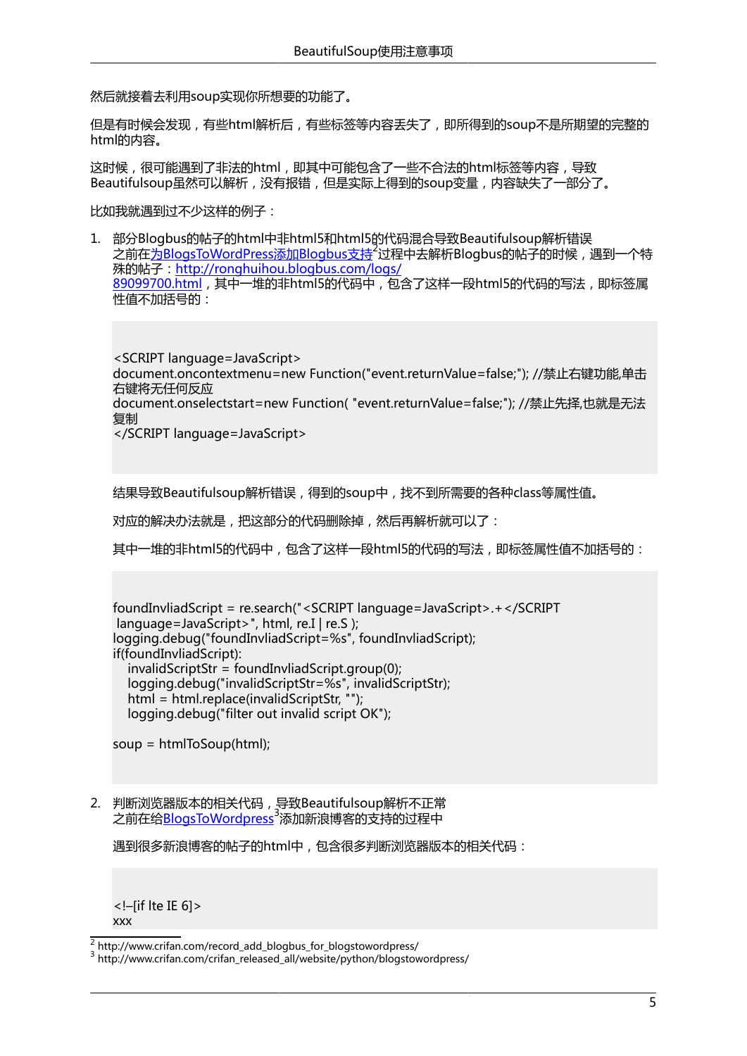然后就接着去利用soup实现你所想要的功能了。

但是有时候会发现，有些html解析后，有些标签等内容丢失了，即所得到的soup不是所期望的完整的html的内容。

这时候，很可能遇到了非法的html，即其中可能包含了一些不合法的html标签等内容，导致Beautifulsoup虽然可以解析，没有报错，但是实际上得到的soup变量，内容缺失了一部分了。

比如我就遇到过不少这样的例子：

1. 部分Blogbus的帖子的html中非html5和html5的代码混合导致Beautifulsoup解析错误
   之前在为BlogsToWordPress添加Blogbus支持[2]过程中去解析Blogbus的帖子的时候，遇到一个特殊的帖子：http://ronghuihou.blogbus.com/logs/89099700.html，其中一堆的非html5的代码中，包含了这样一段html5的代码的写法，即标签属性值不加括号的：

   ```
   <SCRIPT language=JavaScript>
   document.oncontextmenu=new Function("event.returnValue=false;"); //禁止右键功能,单击右键将无任何反应
   document.onselectstart=new Function( "event.returnValue=false;"); //禁止先择,也就是无法复制
   </SCRIPT language=JavaScript>
   ```

   结果导致Beautifulsoup解析错误，得到的soup中，找不到所需要的各种class等属性值。

   对应的解决办法就是，把这部分的代码删除掉，然后再解析就可以了：

   其中一堆的非html5的代码中，包含了这样一段html5的代码的写法，即标签属性值不加括号的：

   ```
   foundInvliadScript = re.search("<SCRIPT language=JavaScript>.+</SCRIPT
    language=JavaScript>", html, re.I | re.S );
   logging.debug("foundInvliadScript=%s", foundInvliadScript);
   if(foundInvliadScript):
       invalidScriptStr = foundInvliadScript.group(0);
       logging.debug("invalidScriptStr=%s", invalidScriptStr);
       html = html.replace(invalidScriptStr, "");
       logging.debug("filter out invalid script OK");

   soup = htmlToSoup(html);
   ```

2. 判断浏览器版本的相关代码，导致Beautifulsoup解析不正常
   之前在给BlogsToWordpress[3]添加新浪博客的支持的过程中

   遇到很多新浪博客的帖子的html中，包含很多判断浏览器版本的相关代码：

   ```
   <!–[if lte IE 6]>
   xxx
   ```

[2] http://www.crifan.com/record_add_blogbus_for_blogstowordpress/
[3] http://www.crifan.com/crifan_released_all/website/python/blogstowordpress/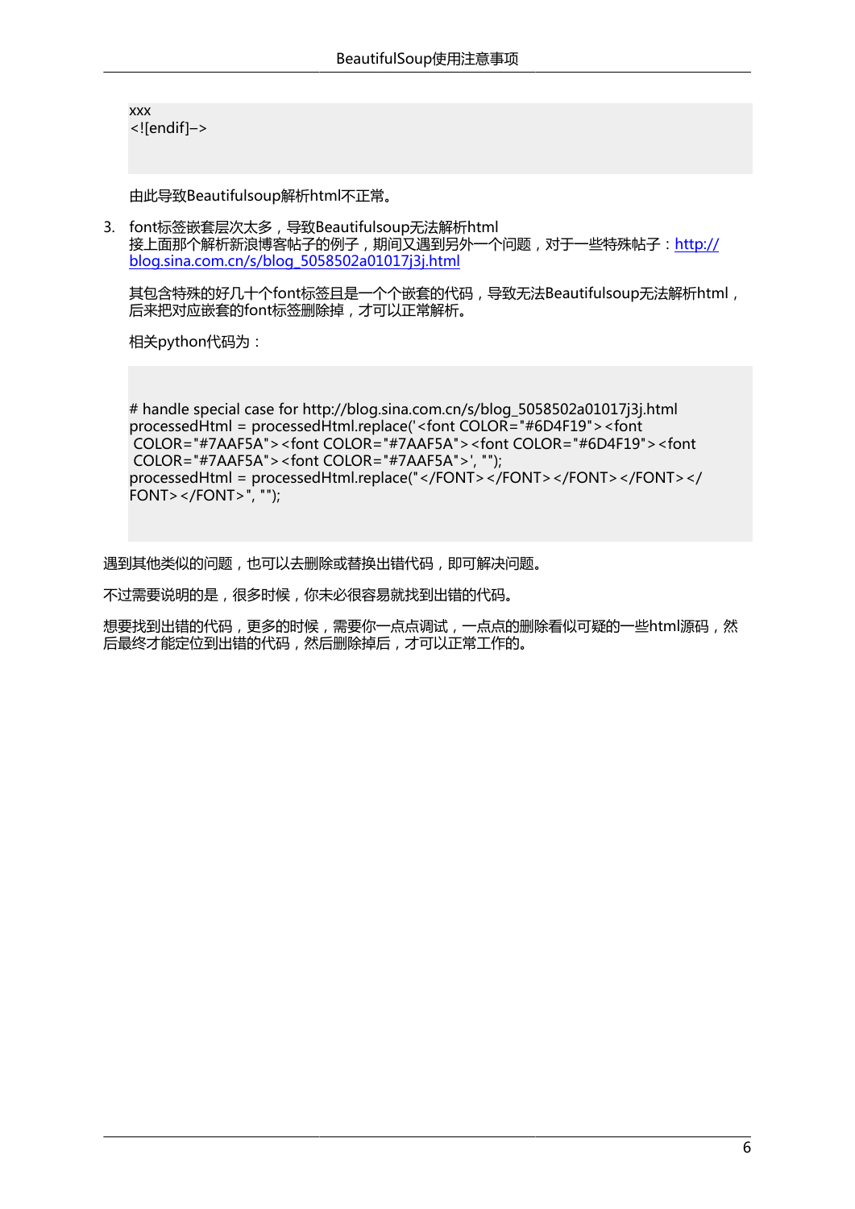```
xxx
<![endif]–>
```

由此导致Beautifulsoup解析html不正常。

3. font标签嵌套层次太多，导致Beautifulsoup无法解析html
   接上面那个解析新浪博客帖子的例子，期间又遇到另外一个问题，对于一些特殊帖子：[http://blog.sina.com.cn/s/blog_5058502a01017j3j.html](http://blog.sina.com.cn/s/blog_5058502a01017j3j.html)

   其包含特殊的好几十个font标签且是一个个嵌套的代码，导致无法Beautifulsoup无法解析html，后来把对应嵌套的font标签删除掉，才可以正常解析。

   相关python代码为：

```
# handle special case for http://blog.sina.com.cn/s/blog_5058502a01017j3j.html
processedHtml = processedHtml.replace('<font COLOR="#6D4F19"><font COLOR="#7AAF5A"><font COLOR="#7AAF5A"><font COLOR="#6D4F19"><font COLOR="#7AAF5A"><font COLOR="#7AAF5A">', "");
processedHtml = processedHtml.replace("</FONT></FONT></FONT></FONT></FONT></FONT>", "");
```

遇到其他类似的问题，也可以去删除或替换出错代码，即可解决问题。

不过需要说明的是，很多时候，你未必很容易就找到出错的代码。

想要找到出错的代码，更多的时候，需要你一点点调试，一点点的删除看似可疑的一些html源码，然后最终才能定位到出错的代码，然后删除掉后，才可以正常工作的。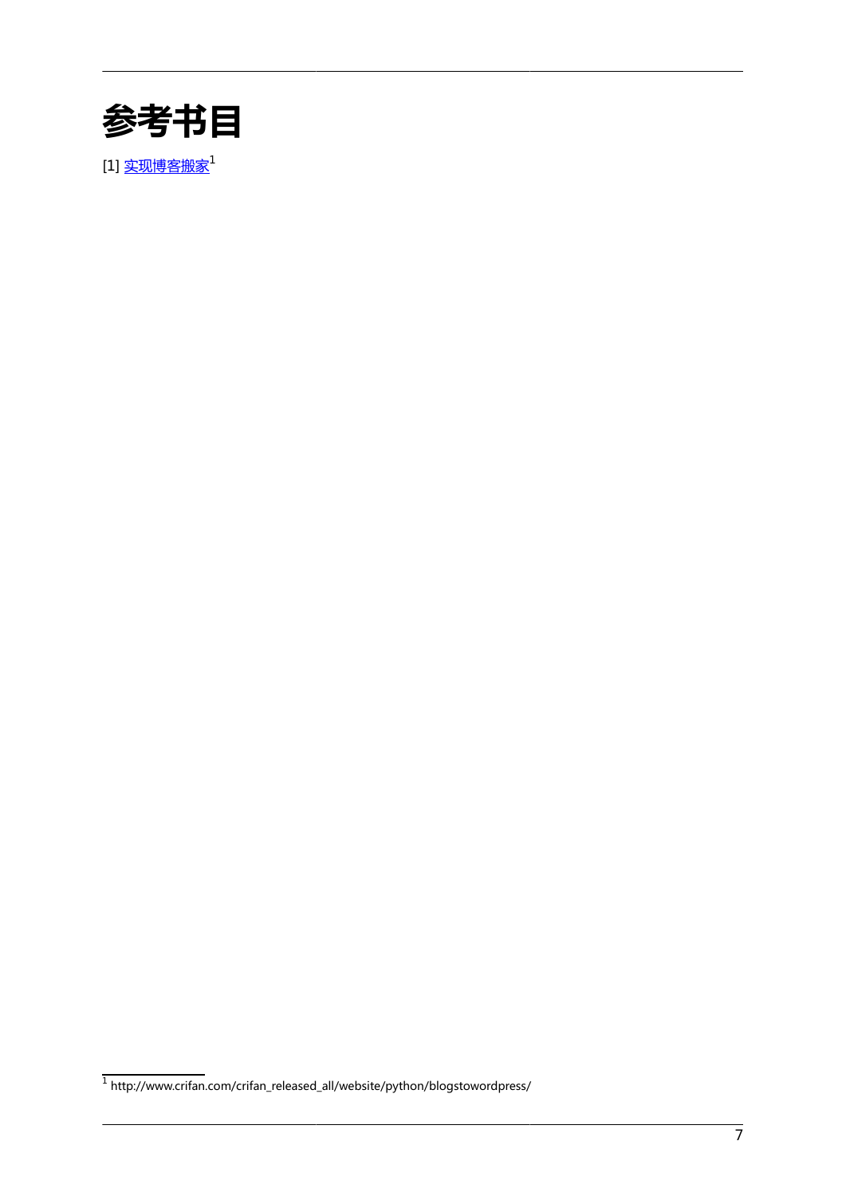# 参考书目

[1] 实现博客搬家[1]

[1] http://www.crifan.com/crifan_released_all/website/python/blogstowordpress/